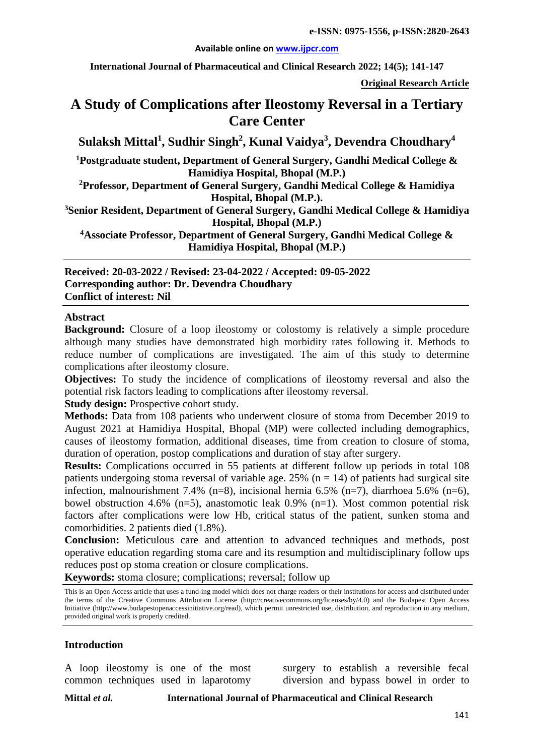**e-ISSN: 0975-1556, p-ISSN:2820-2643**

**Available online on www.ijpcr.com**

**International Journal of Pharmaceutical and Clinical Research 2022; 14(5); 141-147**

**Original Research Article**

# A Study of Complications after Ileostomy Reversal in a Tertiary Care Center

**Sulaksh Mittal[1], Sudhir Singh[2], Kunal Vaidya[3], Devendra Choudhary[4]**

**[1]Postgraduate student, Department of General Surgery, Gandhi Medical College & Hamidiya Hospital, Bhopal (M.P.)**

**[2]Professor, Department of General Surgery, Gandhi Medical College & Hamidiya Hospital, Bhopal (M.P.).**

**[3]Senior Resident, Department of General Surgery, Gandhi Medical College & Hamidiya Hospital, Bhopal (M.P.)**

**[4]Associate Professor, Department of General Surgery, Gandhi Medical College & Hamidiya Hospital, Bhopal (M.P.)**

**Received: 20-03-2022 / Revised: 23-04-2022 / Accepted: 09-05-2022**
**Corresponding author: Dr. Devendra Choudhary**
**Conflict of interest: Nil**

## Abstract

**Background:** Closure of a loop ileostomy or colostomy is relatively a simple procedure although many studies have demonstrated high morbidity rates following it. Methods to reduce number of complications are investigated. The aim of this study to determine complications after ileostomy closure.

**Objectives:** To study the incidence of complications of ileostomy reversal and also the potential risk factors leading to complications after ileostomy reversal.

**Study design:** Prospective cohort study.

**Methods:** Data from 108 patients who underwent closure of stoma from December 2019 to August 2021 at Hamidiya Hospital, Bhopal (MP) were collected including demographics, causes of ileostomy formation, additional diseases, time from creation to closure of stoma, duration of operation, postop complications and duration of stay after surgery.

**Results:** Complications occurred in 55 patients at different follow up periods in total 108 patients undergoing stoma reversal of variable age. 25% (n = 14) of patients had surgical site infection, malnourishment 7.4% (n=8), incisional hernia 6.5% (n=7), diarrhoea 5.6% (n=6), bowel obstruction 4.6% (n=5), anastomotic leak 0.9% (n=1). Most common potential risk factors after complications were low Hb, critical status of the patient, sunken stoma and comorbidities. 2 patients died (1.8%).

**Conclusion:** Meticulous care and attention to advanced techniques and methods, post operative education regarding stoma care and its resumption and multidisciplinary follow ups reduces post op stoma creation or closure complications.

**Keywords:** stoma closure; complications; reversal; follow up

This is an Open Access article that uses a fund-ing model which does not charge readers or their institutions for access and distributed under the terms of the Creative Commons Attribution License (http://creativecommons.org/licenses/by/4.0) and the Budapest Open Access Initiative (http://www.budapestopenaccessinitiative.org/read), which permit unrestricted use, distribution, and reproduction in any medium, provided original work is properly credited.

## Introduction

A loop ileostomy is one of the most common techniques used in laparotomy surgery to establish a reversible fecal diversion and bypass bowel in order to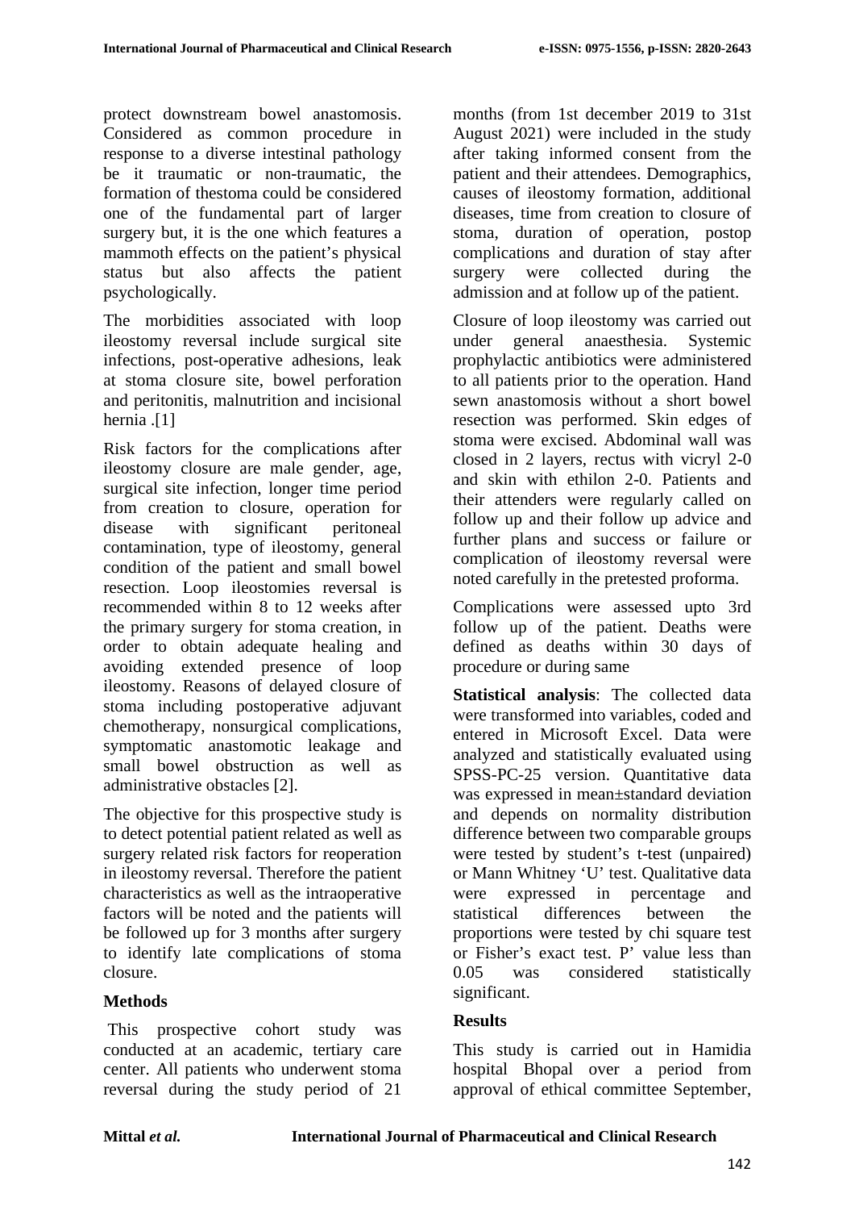protect downstream bowel anastomosis. Considered as common procedure in response to a diverse intestinal pathology be it traumatic or non-traumatic, the formation of thestoma could be considered one of the fundamental part of larger surgery but, it is the one which features a mammoth effects on the patient's physical status but also affects the patient psychologically.

The morbidities associated with loop ileostomy reversal include surgical site infections, post-operative adhesions, leak at stoma closure site, bowel perforation and peritonitis, malnutrition and incisional hernia .[1]

Risk factors for the complications after ileostomy closure are male gender, age, surgical site infection, longer time period from creation to closure, operation for disease with significant peritoneal contamination, type of ileostomy, general condition of the patient and small bowel resection. Loop ileostomies reversal is recommended within 8 to 12 weeks after the primary surgery for stoma creation, in order to obtain adequate healing and avoiding extended presence of loop ileostomy. Reasons of delayed closure of stoma including postoperative adjuvant chemotherapy, nonsurgical complications, symptomatic anastomotic leakage and small bowel obstruction as well as administrative obstacles [2].

The objective for this prospective study is to detect potential patient related as well as surgery related risk factors for reoperation in ileostomy reversal. Therefore the patient characteristics as well as the intraoperative factors will be noted and the patients will be followed up for 3 months after surgery to identify late complications of stoma closure.

## Methods

This prospective cohort study was conducted at an academic, tertiary care center. All patients who underwent stoma reversal during the study period of 21 months (from 1st december 2019 to 31st August 2021) were included in the study after taking informed consent from the patient and their attendees. Demographics, causes of ileostomy formation, additional diseases, time from creation to closure of stoma, duration of operation, postop complications and duration of stay after surgery were collected during the admission and at follow up of the patient.

Closure of loop ileostomy was carried out under general anaesthesia. Systemic prophylactic antibiotics were administered to all patients prior to the operation. Hand sewn anastomosis without a short bowel resection was performed. Skin edges of stoma were excised. Abdominal wall was closed in 2 layers, rectus with vicryl 2-0 and skin with ethilon 2-0. Patients and their attenders were regularly called on follow up and their follow up advice and further plans and success or failure or complication of ileostomy reversal were noted carefully in the pretested proforma.

Complications were assessed upto 3rd follow up of the patient. Deaths were defined as deaths within 30 days of procedure or during same

**Statistical analysis**: The collected data were transformed into variables, coded and entered in Microsoft Excel. Data were analyzed and statistically evaluated using SPSS-PC-25 version. Quantitative data was expressed in mean±standard deviation and depends on normality distribution difference between two comparable groups were tested by student's t-test (unpaired) or Mann Whitney 'U' test. Qualitative data were expressed in percentage and statistical differences between the proportions were tested by chi square test or Fisher's exact test. P' value less than 0.05 was considered statistically significant.

## Results

This study is carried out in Hamidia hospital Bhopal over a period from approval of ethical committee September,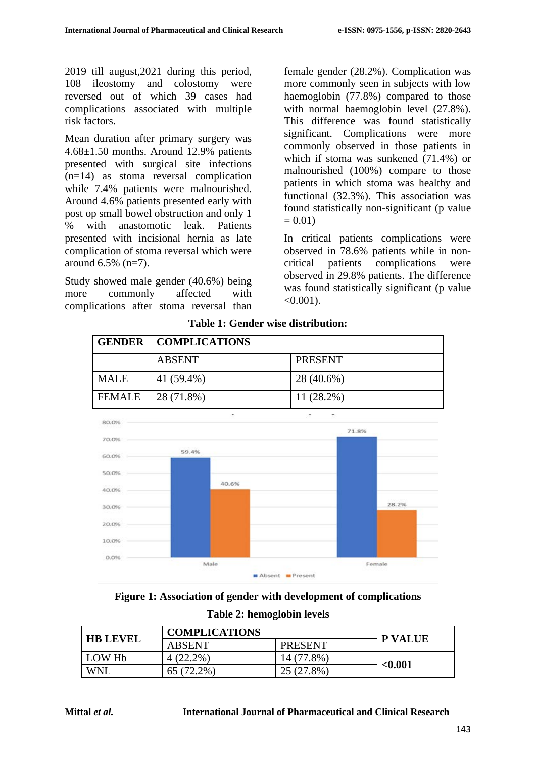2019 till august,2021 during this period, 108 ileostomy and colostomy were reversed out of which 39 cases had complications associated with multiple risk factors.

Mean duration after primary surgery was 4.68±1.50 months. Around 12.9% patients presented with surgical site infections (n=14) as stoma reversal complication while 7.4% patients were malnourished. Around 4.6% patients presented early with post op small bowel obstruction and only 1 % with anastomotic leak. Patients presented with incisional hernia as late complication of stoma reversal which were around 6.5% (n=7).

Study showed male gender (40.6%) being more commonly affected with complications after stoma reversal than female gender (28.2%). Complication was more commonly seen in subjects with low haemoglobin (77.8%) compared to those with normal haemoglobin level (27.8%). This difference was found statistically significant. Complications were more commonly observed in those patients in which if stoma was sunkened (71.4%) or malnourished (100%) compare to those patients in which stoma was healthy and functional (32.3%). This association was found statistically non-significant (p value = 0.01)

In critical patients complications were observed in 78.6% patients while in non-critical patients complications were observed in 29.8% patients. The difference was found statistically significant (p value <0.001).

**Table 1: Gender wise distribution:**

| GENDER | COMPLICATIONS | |
|---|---|---|
| | ABSENT | PRESENT |
| MALE | 41 (59.4%) | 28 (40.6%) |
| FEMALE | 28 (71.8%) | 11 (28.2%) |

**Figure 1: Association of gender with development of complications**

**Table 2: hemoglobin levels**

| HB LEVEL | COMPLICATIONS | | P VALUE |
|---|---|---|---|
| | ABSENT | PRESENT | |
| LOW Hb | 4 (22.2%) | 14 (77.8%) | **<0.001** |
| WNL | 65 (72.2%) | 25 (27.8%) | |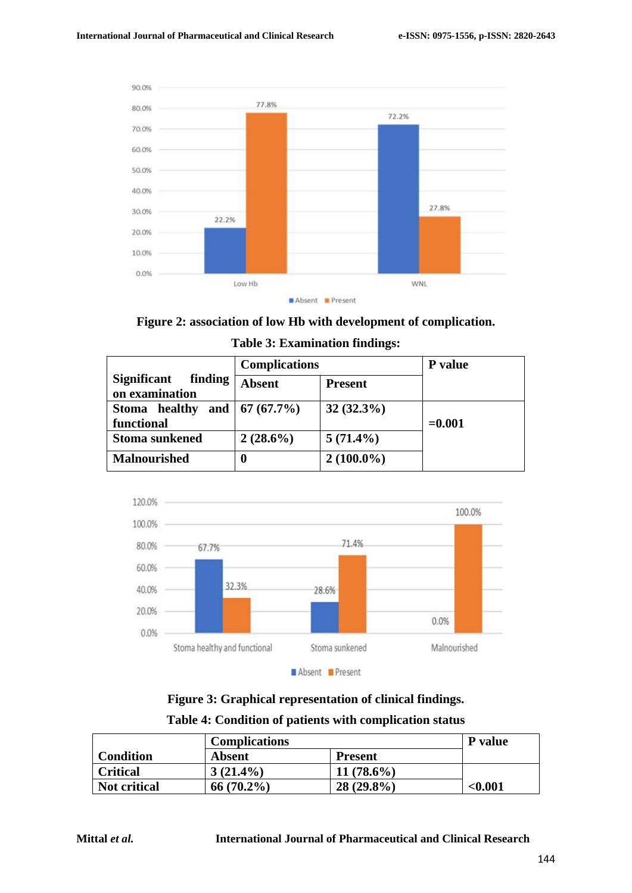Figure 2: association of low Hb with development of complication.

**Table 3: Examination findings:**

| Significant finding on examination | Complications | | P value |
|---|---|---|---|
| | **Absent** | **Present** | |
| **Stoma healthy and functional** | **67 (67.7%)** | **32 (32.3%)** | **=0.001** |
| **Stoma sunkened** | **2 (28.6%)** | **5 (71.4%)** | |
| **Malnourished** | **0** | **2 (100.0%)** | |

**Figure 3: Graphical representation of clinical findings.**

**Table 4: Condition of patients with complication status**

| Condition | Complications | | P value |
|---|---|---|---|
| | **Absent** | **Present** | |
| **Critical** | **3 (21.4%)** | **11 (78.6%)** | **<0.001** |
| **Not critical** | **66 (70.2%)** | **28 (29.8%)** | |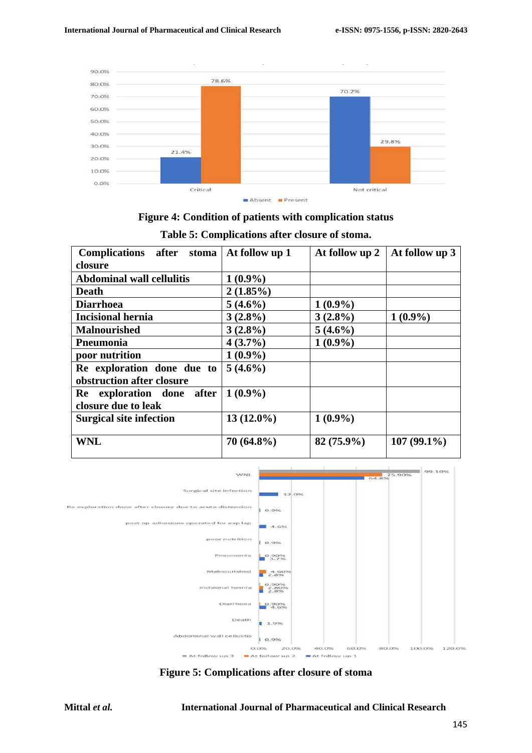Figure 4: Condition of patients with complication status

Table 5: Complications after closure of stoma.

| Complications after stoma closure | At follow up 1 | At follow up 2 | At follow up 3 |
|---|---|---|---|
| Abdominal wall cellulitis | 1 (0.9%) | | |
| Death | 2 (1.85%) | | |
| Diarrhoea | 5 (4.6%) | 1 (0.9%) | |
| Incisional hernia | 3 (2.8%) | 3 (2.8%) | 1 (0.9%) |
| Malnourished | 3 (2.8%) | 5 (4.6%) | |
| Pneumonia | 4 (3.7%) | 1 (0.9%) | |
| poor nutrition | 1 (0.9%) | | |
| Re exploration done due to obstruction after closure | 5 (4.6%) | | |
| Re exploration done after closure due to leak | 1 (0.9%) | | |
| Surgical site infection | 13 (12.0%) | 1 (0.9%) | |
| WNL | 70 (64.8%) | 82 (75.9%) | 107 (99.1%) |

Figure 5: Complications after closure of stoma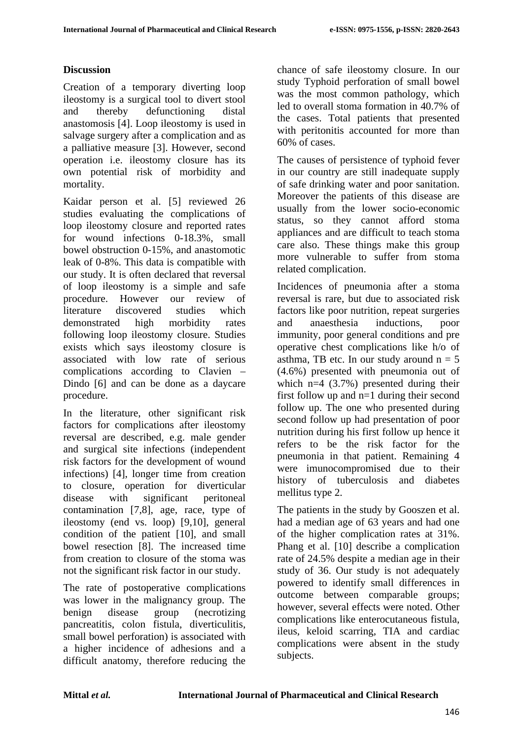## Discussion

Creation of a temporary diverting loop ileostomy is a surgical tool to divert stool and thereby defunctioning distal anastomosis [4]. Loop ileostomy is used in salvage surgery after a complication and as a palliative measure [3]. However, second operation i.e. ileostomy closure has its own potential risk of morbidity and mortality.

Kaidar person et al. [5] reviewed 26 studies evaluating the complications of loop ileostomy closure and reported rates for wound infections 0-18.3%, small bowel obstruction 0-15%, and anastomotic leak of 0-8%. This data is compatible with our study. It is often declared that reversal of loop ileostomy is a simple and safe procedure. However our review of literature discovered studies which demonstrated high morbidity rates following loop ileostomy closure. Studies exists which says ileostomy closure is associated with low rate of serious complications according to Clavien – Dindo [6] and can be done as a daycare procedure.

In the literature, other significant risk factors for complications after ileostomy reversal are described, e.g. male gender and surgical site infections (independent risk factors for the development of wound infections) [4], longer time from creation to closure, operation for diverticular disease with significant peritoneal contamination [7,8], age, race, type of ileostomy (end vs. loop) [9,10], general condition of the patient [10], and small bowel resection [8]. The increased time from creation to closure of the stoma was not the significant risk factor in our study.

The rate of postoperative complications was lower in the malignancy group. The benign disease group (necrotizing pancreatitis, colon fistula, diverticulitis, small bowel perforation) is associated with a higher incidence of adhesions and a difficult anatomy, therefore reducing the chance of safe ileostomy closure. In our study Typhoid perforation of small bowel was the most common pathology, which led to overall stoma formation in 40.7% of the cases. Total patients that presented with peritonitis accounted for more than 60% of cases.

The causes of persistence of typhoid fever in our country are still inadequate supply of safe drinking water and poor sanitation. Moreover the patients of this disease are usually from the lower socio-economic status, so they cannot afford stoma appliances and are difficult to teach stoma care also. These things make this group more vulnerable to suffer from stoma related complication.

Incidences of pneumonia after a stoma reversal is rare, but due to associated risk factors like poor nutrition, repeat surgeries and anaesthesia inductions, poor immunity, poor general conditions and pre operative chest complications like h/o of asthma, TB etc. In our study around $n = 5$ (4.6%) presented with pneumonia out of which n=4 (3.7%) presented during their first follow up and n=1 during their second follow up. The one who presented during second follow up had presentation of poor nutrition during his first follow up hence it refers to be the risk factor for the pneumonia in that patient. Remaining 4 were imunocompromised due to their history of tuberculosis and diabetes mellitus type 2.

The patients in the study by Gooszen et al. had a median age of 63 years and had one of the higher complication rates at 31%. Phang et al. [10] describe a complication rate of 24.5% despite a median age in their study of 36. Our study is not adequately powered to identify small differences in outcome between comparable groups; however, several effects were noted. Other complications like enterocutaneous fistula, ileus, keloid scarring, TIA and cardiac complications were absent in the study subjects.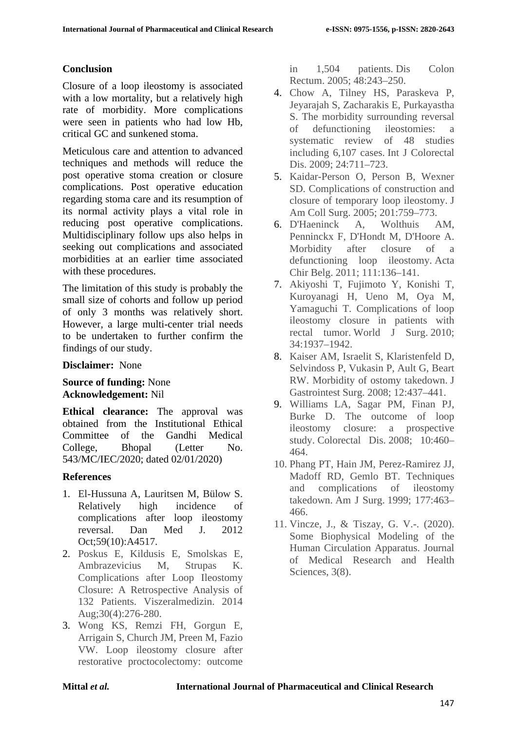## Conclusion

Closure of a loop ileostomy is associated with a low mortality, but a relatively high rate of morbidity. More complications were seen in patients who had low Hb, critical GC and sunkened stoma.

Meticulous care and attention to advanced techniques and methods will reduce the post operative stoma creation or closure complications. Post operative education regarding stoma care and its resumption of its normal activity plays a vital role in reducing post operative complications. Multidisciplinary follow ups also helps in seeking out complications and associated morbidities at an earlier time associated with these procedures.

The limitation of this study is probably the small size of cohorts and follow up period of only 3 months was relatively short. However, a large multi-center trial needs to be undertaken to further confirm the findings of our study.

**Disclaimer:** None

**Source of funding:** None
**Acknowledgement:** Nil

**Ethical clearance:** The approval was obtained from the Institutional Ethical Committee of the Gandhi Medical College, Bhopal (Letter No. 543/MC/IEC/2020; dated 02/01/2020)

## References

1. El-Hussuna A, Lauritsen M, Bülow S. Relatively high incidence of complications after loop ileostomy reversal. Dan Med J. 2012 Oct;59(10):A4517.
2. Poskus E, Kildusis E, Smolskas E, Ambrazevicius M, Strupas K. Complications after Loop Ileostomy Closure: A Retrospective Analysis of 132 Patients. Viszeralmedizin. 2014 Aug;30(4):276-280.
3. Wong KS, Remzi FH, Gorgun E, Arrigain S, Church JM, Preen M, Fazio VW. Loop ileostomy closure after restorative proctocolectomy: outcome in 1,504 patients. Dis Colon Rectum. 2005; 48:243–250.
4. Chow A, Tilney HS, Paraskeva P, Jeyarajah S, Zacharakis E, Purkayastha S. The morbidity surrounding reversal of defunctioning ileostomies: a systematic review of 48 studies including 6,107 cases. Int J Colorectal Dis. 2009; 24:711–723.
5. Kaidar-Person O, Person B, Wexner SD. Complications of construction and closure of temporary loop ileostomy. J Am Coll Surg. 2005; 201:759–773.
6. D'Haeninck A, Wolthuis AM, Penninckx F, D'Hondt M, D'Hoore A. Morbidity after closure of a defunctioning loop ileostomy. Acta Chir Belg. 2011; 111:136–141.
7. Akiyoshi T, Fujimoto Y, Konishi T, Kuroyanagi H, Ueno M, Oya M, Yamaguchi T. Complications of loop ileostomy closure in patients with rectal tumor. World J Surg. 2010; 34:1937–1942.
8. Kaiser AM, Israelit S, Klaristenfeld D, Selvindoss P, Vukasin P, Ault G, Beart RW. Morbidity of ostomy takedown. J Gastrointest Surg. 2008; 12:437–441.
9. Williams LA, Sagar PM, Finan PJ, Burke D. The outcome of loop ileostomy closure: a prospective study. Colorectal Dis. 2008; 10:460–464.
10. Phang PT, Hain JM, Perez-Ramirez JJ, Madoff RD, Gemlo BT. Techniques and complications of ileostomy takedown. Am J Surg. 1999; 177:463–466.
11. Vincze, J., & Tiszay, G. V.-. (2020). Some Biophysical Modeling of the Human Circulation Apparatus. Journal of Medical Research and Health Sciences, 3(8).